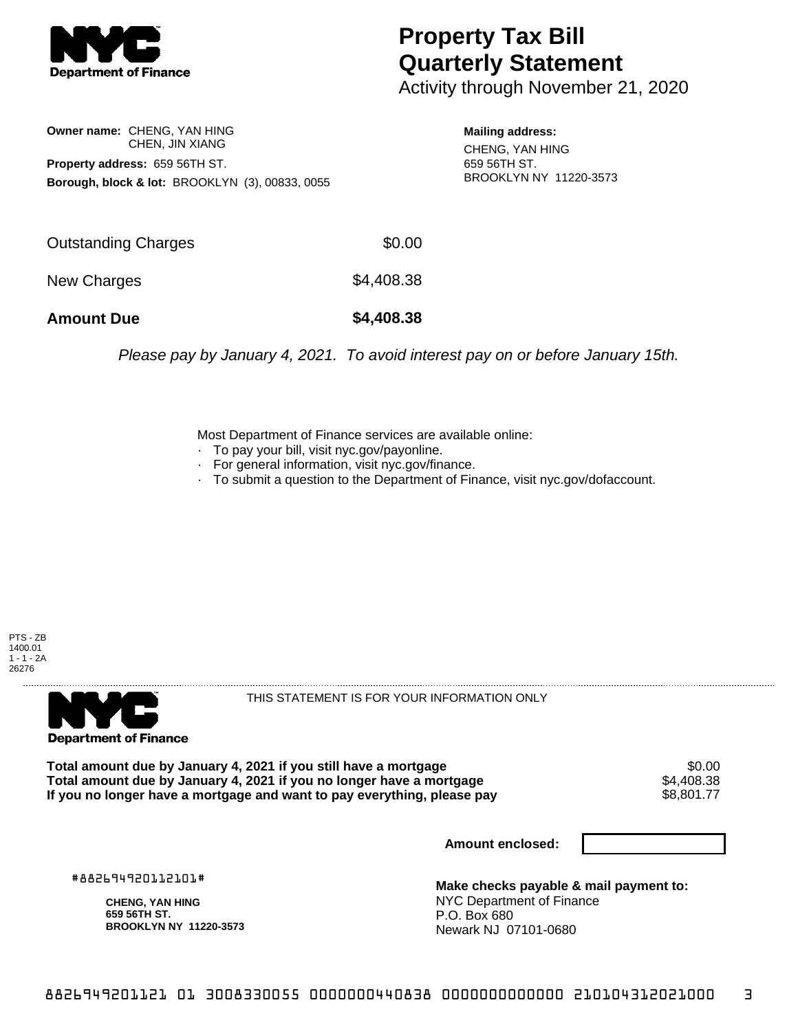# Property Tax Bill Quarterly Statement

Activity through November 21, 2020

**Owner name:** CHENG, YAN HING
CHEN, JIN XIANG

**Property address:** 659 56TH ST.

**Borough, block & lot:** BROOKLYN (3), 00833, 0055

**Mailing address:**
CHENG, YAN HING
659 56TH ST.
BROOKLYN NY 11220-3573

| | |
|---|---|
| Outstanding Charges | $0.00 |
| New Charges | $4,408.38 |
| **Amount Due** | **$4,408.38** |

*Please pay by January 4, 2021. To avoid interest pay on or before January 15th.*

Most Department of Finance services are available online:

- To pay your bill, visit nyc.gov/payonline.
- For general information, visit nyc.gov/finance.
- To submit a question to the Department of Finance, visit nyc.gov/dofaccount.

PTS - ZB
1400.01
1 - 1 - 2A
26276

THIS STATEMENT IS FOR YOUR INFORMATION ONLY

| | |
|---|---|
| **Total amount due by January 4, 2021 if you still have a mortgage** | $0.00 |
| **Total amount due by January 4, 2021 if you no longer have a mortgage** | $4,408.38 |
| **If you no longer have a mortgage and want to pay everything, please pay** | $8,801.77 |

**Amount enclosed:**

#882694920112101#

**CHENG, YAN HING**
**659 56TH ST.**
**BROOKLYN NY 11220-3573**

**Make checks payable & mail payment to:**
NYC Department of Finance
P.O. Box 680
Newark NJ 07101-0680

8826949201121 01 3008330055 0000000440838 0000000000000 210104312021000 3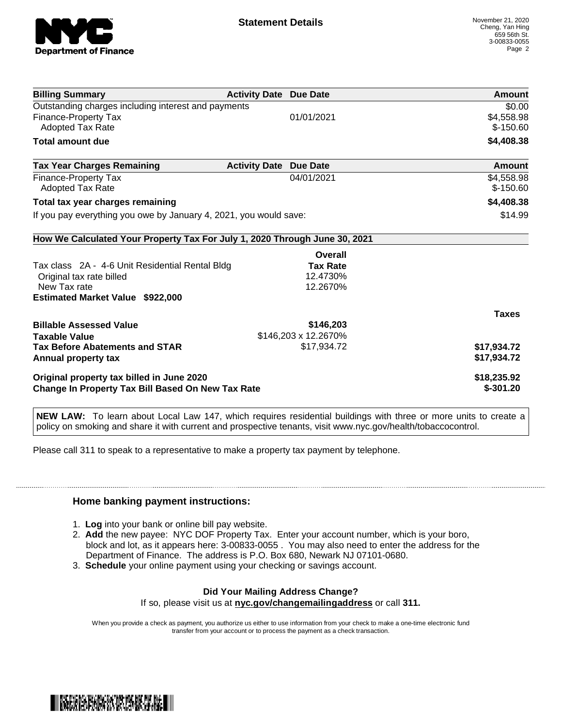**Statement Details**

November 21, 2020
Cheng, Yan Hing
659 56th St.
3-00833-0055

| Billing Summary | Activity Date | Due Date | Amount |
|---|---|---|---|
| Outstanding charges including interest and payments | | | $0.00 |
| Finance-Property Tax | | 01/01/2021 | $4,558.98 |
| Adopted Tax Rate | | | $-150.60 |
| **Total amount due** | | | **$4,408.38** |

| Tax Year Charges Remaining | Activity Date | Due Date | Amount |
|---|---|---|---|
| Finance-Property Tax | | 04/01/2021 | $4,558.98 |
| Adopted Tax Rate | | | $-150.60 |
| **Total tax year charges remaining** | | | **$4,408.38** |
| If you pay everything you owe by January 4, 2021, you would save: | | | $14.99 |

**How We Calculated Your Property Tax For July 1, 2020 Through June 30, 2021**

| | Overall Tax Rate | |
|---|---|---|
| Tax class 2A - 4-6 Unit Residential Rental Bldg | | |
| Original tax rate billed | 12.4730% | |
| New Tax rate | 12.2670% | |
| **Estimated Market Value $922,000** | | |
| | | **Taxes** |
| **Billable Assessed Value** | **$146,203** | |
| **Taxable Value** | $146,203 x 12.2670% | |
| **Tax Before Abatements and STAR** | $17,934.72 | **$17,934.72** |
| **Annual property tax** | | **$17,934.72** |
| **Original property tax billed in June 2020** | | **$18,235.92** |
| **Change In Property Tax Bill Based On New Tax Rate** | | **$-301.20** |

**NEW LAW:** To learn about Local Law 147, which requires residential buildings with three or more units to create a policy on smoking and share it with current and prospective tenants, visit www.nyc.gov/health/tobaccocontrol.

Please call 311 to speak to a representative to make a property tax payment by telephone.

### Home banking payment instructions:

1. **Log** into your bank or online bill pay website.
2. **Add** the new payee: NYC DOF Property Tax. Enter your account number, which is your boro, block and lot, as it appears here: 3-00833-0055 . You may also need to enter the address for the Department of Finance. The address is P.O. Box 680, Newark NJ 07101-0680.
3. **Schedule** your online payment using your checking or savings account.

**Did Your Mailing Address Change?**

If so, please visit us at **nyc.gov/changemailingaddress** or call **311.**

When you provide a check as payment, you authorize us either to use information from your check to make a one-time electronic fund transfer from your account or to process the payment as a check transaction.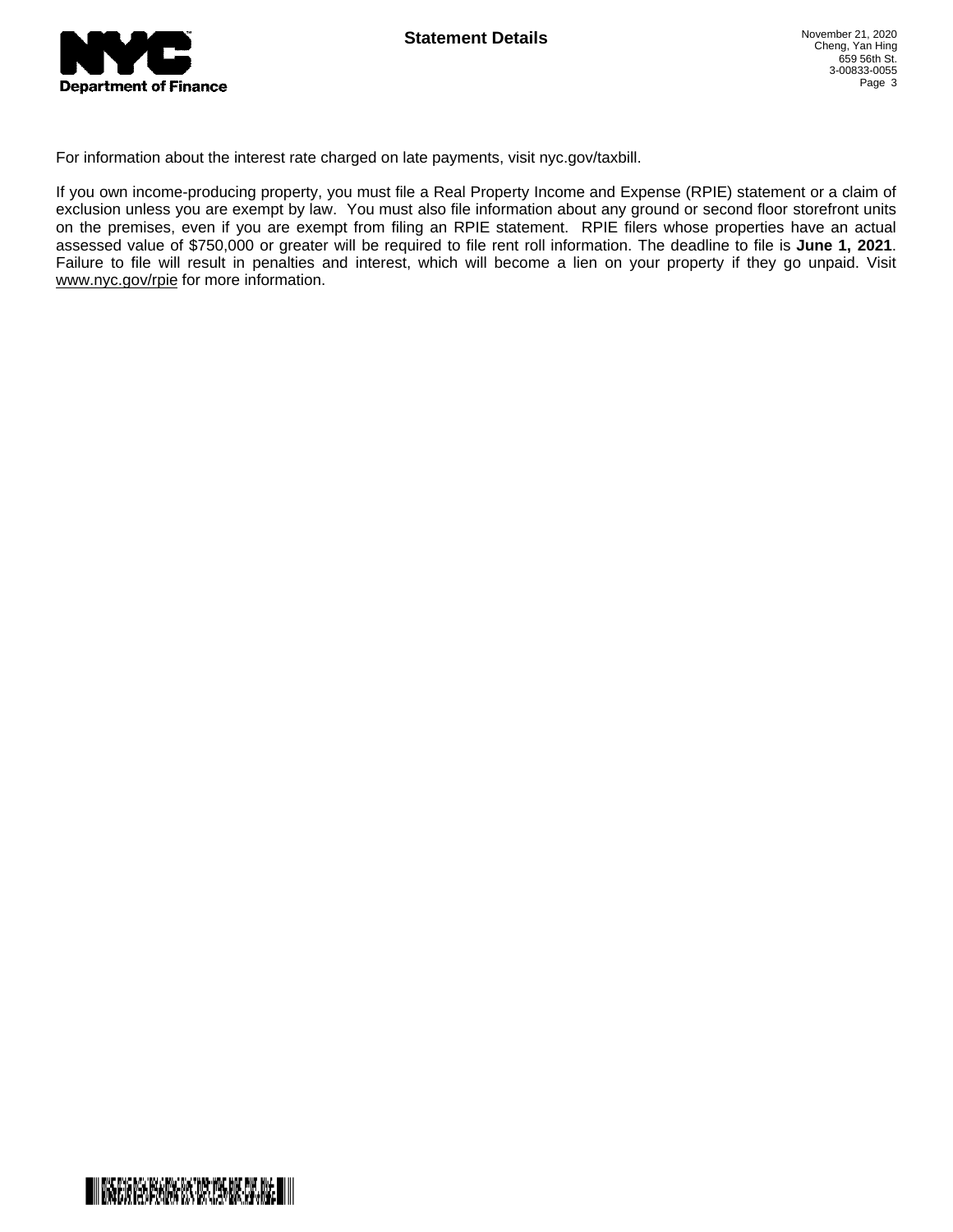For information about the interest rate charged on late payments, visit nyc.gov/taxbill.

If you own income-producing property, you must file a Real Property Income and Expense (RPIE) statement or a claim of exclusion unless you are exempt by law. You must also file information about any ground or second floor storefront units on the premises, even if you are exempt from filing an RPIE statement. RPIE filers whose properties have an actual assessed value of $750,000 or greater will be required to file rent roll information. The deadline to file is **June 1, 2021**. Failure to file will result in penalties and interest, which will become a lien on your property if they go unpaid. Visit www.nyc.gov/rpie for more information.